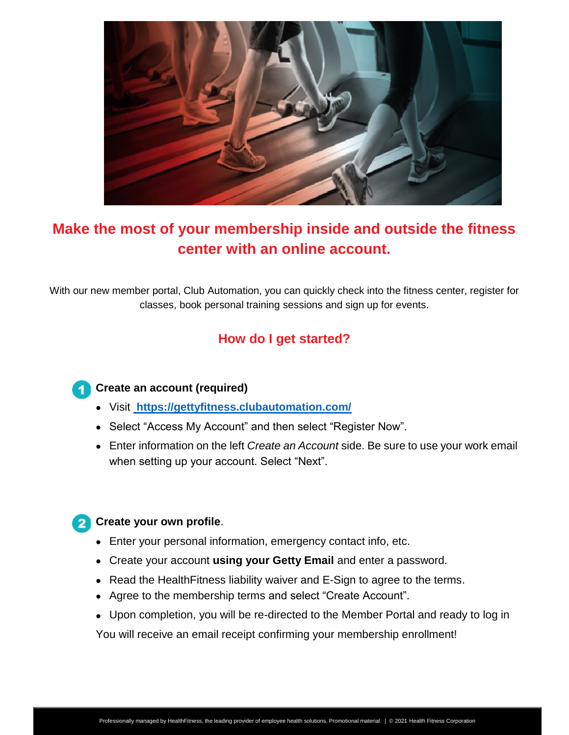# Make the most of your membership inside and outside the fitness center with an online account.

With our new member portal, Club Automation, you can quickly check into the fitness center, register for classes, book personal training sessions and sign up for events.

## How do I get started?

**1 Create an account (required)**

- Visit [https://gettyfitness.clubautomation.com/](https://gettyfitness.clubautomation.com/)
- Select "Access My Account" and then select "Register Now".
- Enter information on the left *Create an Account* side. Be sure to use your work email when setting up your account. Select "Next".

**2 Create your own profile**.

- Enter your personal information, emergency contact info, etc.
- Create your account **using your Getty Email** and enter a password.
- Read the HealthFitness liability waiver and E-Sign to agree to the terms.
- Agree to the membership terms and select "Create Account".
- Upon completion, you will be re-directed to the Member Portal and ready to log in

You will receive an email receipt confirming your membership enrollment!

Professionally managed by HealthFitness, the leading provider of employee health solutions. Promotional material. | © 2021 Health Fitness Corporation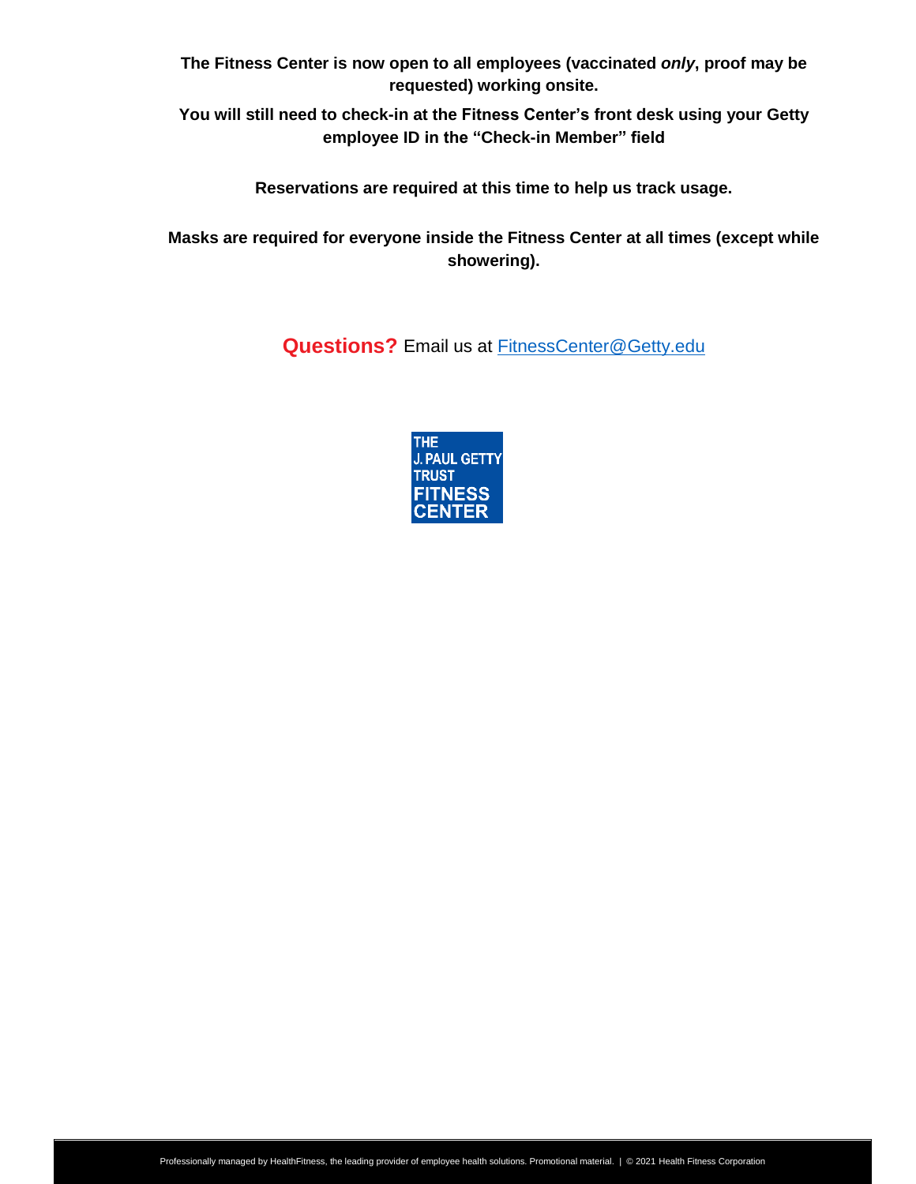**The Fitness Center is now open to all employees (vaccinated *only*, proof may be requested) working onsite.**

**You will still need to check-in at the Fitness Center's front desk using your Getty employee ID in the "Check-in Member" field**

**Reservations are required at this time to help us track usage.**

**Masks are required for everyone inside the Fitness Center at all times (except while showering).**

**Questions?** Email us at FitnessCenter@Getty.edu

THE J. PAUL GETTY TRUST FITNESS CENTER

Professionally managed by HealthFitness, the leading provider of employee health solutions. Promotional material. | © 2021 Health Fitness Corporation